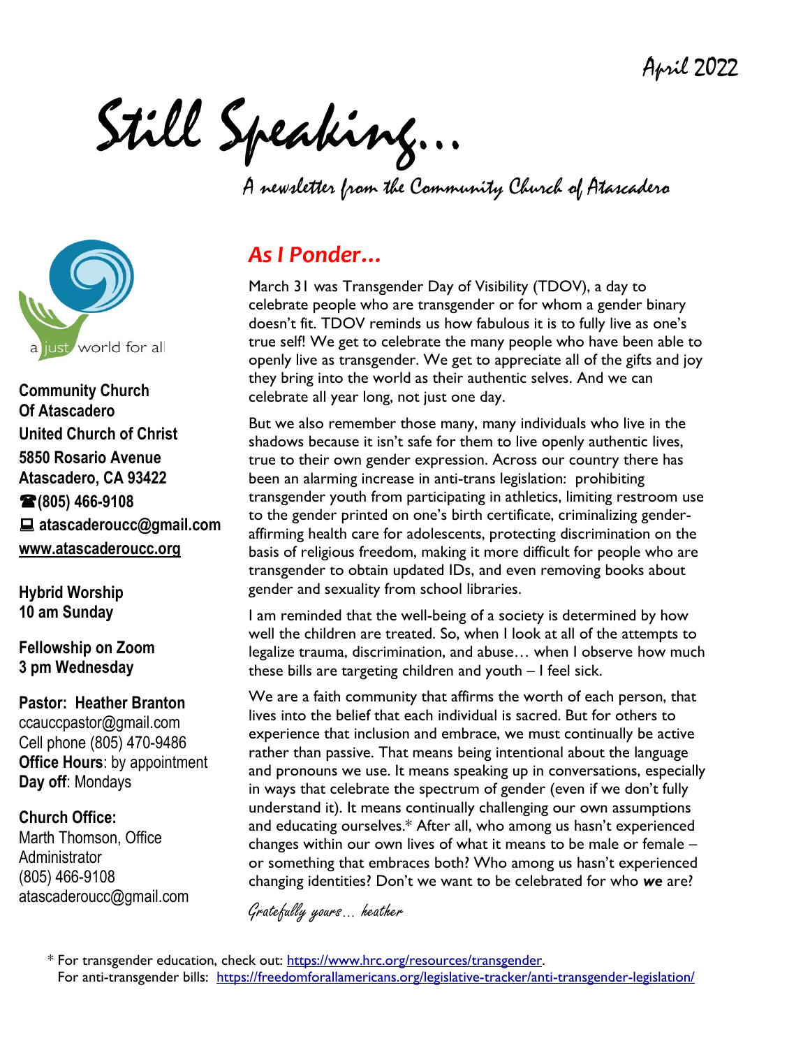April 2022

# Still Speaking…

*A newsletter from the Community Church of Atascadero*

a just world for all

**Community Church Of Atascadero United Church of Christ**
**5850 Rosario Avenue**
**Atascadero, CA 93422**
**☎(805) 466-9108**
**atascaderoucc@gmail.com**
**www.atascaderoucc.org**

**Hybrid Worship**
**10 am Sunday**

**Fellowship on Zoom**
**3 pm Wednesday**

**Pastor: Heather Branton**
ccauccpastor@gmail.com
Cell phone (805) 470-9486
**Office Hours**: by appointment
**Day off**: Mondays

**Church Office:**
Marth Thomson, Office Administrator
(805) 466-9108
atascaderoucc@gmail.com

## *As I Ponder…*

March 31 was Transgender Day of Visibility (TDOV), a day to celebrate people who are transgender or for whom a gender binary doesn't fit. TDOV reminds us how fabulous it is to fully live as one's true self! We get to celebrate the many people who have been able to openly live as transgender. We get to appreciate all of the gifts and joy they bring into the world as their authentic selves. And we can celebrate all year long, not just one day.

But we also remember those many, many individuals who live in the shadows because it isn't safe for them to live openly authentic lives, true to their own gender expression. Across our country there has been an alarming increase in anti-trans legislation: prohibiting transgender youth from participating in athletics, limiting restroom use to the gender printed on one's birth certificate, criminalizing gender-affirming health care for adolescents, protecting discrimination on the basis of religious freedom, making it more difficult for people who are transgender to obtain updated IDs, and even removing books about gender and sexuality from school libraries.

I am reminded that the well-being of a society is determined by how well the children are treated. So, when I look at all of the attempts to legalize trauma, discrimination, and abuse… when I observe how much these bills are targeting children and youth – I feel sick.

We are a faith community that affirms the worth of each person, that lives into the belief that each individual is sacred. But for others to experience that inclusion and embrace, we must continually be active rather than passive. That means being intentional about the language and pronouns we use. It means speaking up in conversations, especially in ways that celebrate the spectrum of gender (even if we don't fully understand it). It means continually challenging our own assumptions and educating ourselves.* After all, who among us hasn't experienced changes within our own lives of what it means to be male or female – or something that embraces both? Who among us hasn't experienced changing identities? Don't we want to be celebrated for who ***we*** are?

*Gratefully yours… heather*

\* For transgender education, check out: https://www.hrc.org/resources/transgender.
For anti-transgender bills: https://freedomforallamericans.org/legislative-tracker/anti-transgender-legislation/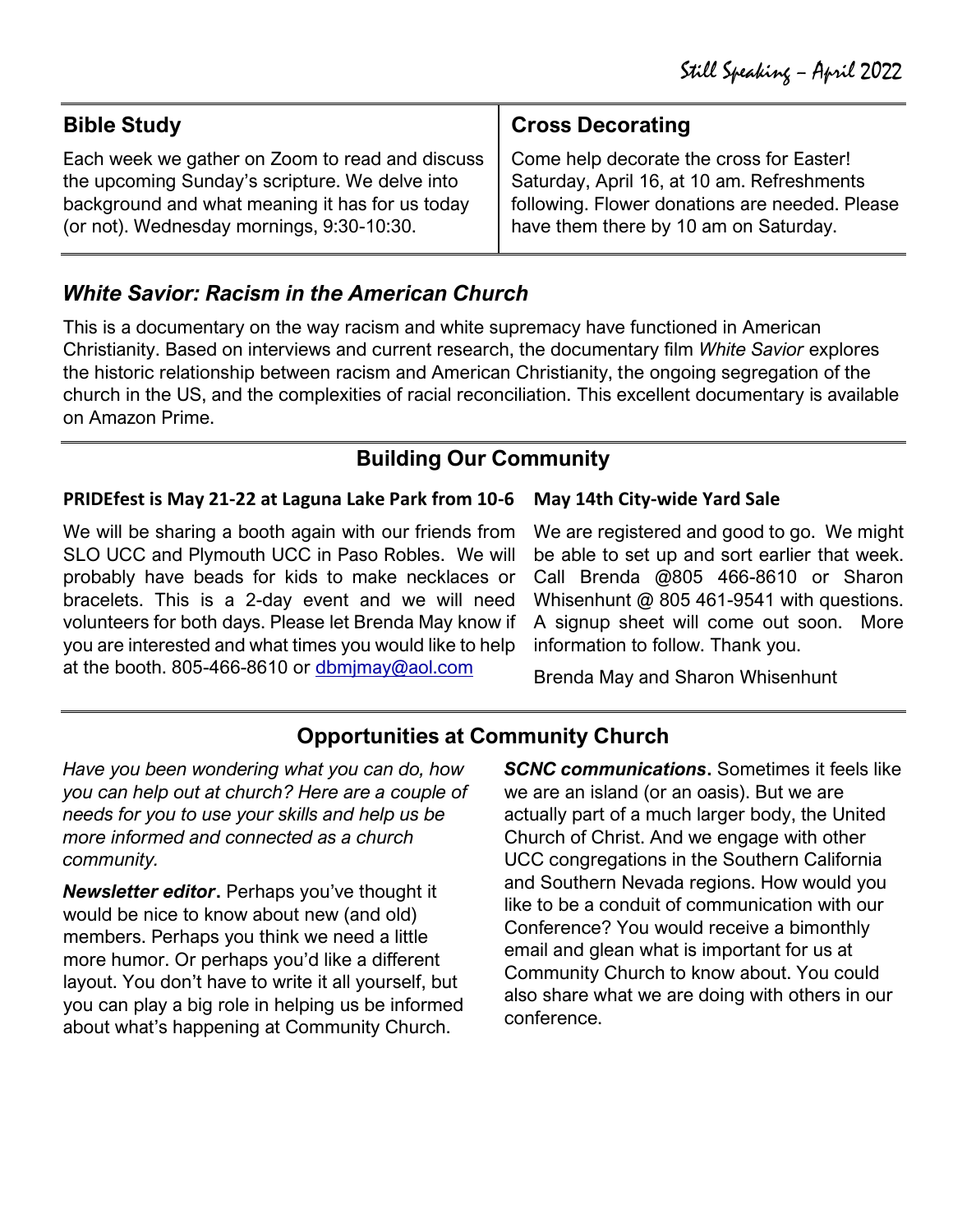## Bible Study

Each week we gather on Zoom to read and discuss the upcoming Sunday's scripture. We delve into background and what meaning it has for us today (or not). Wednesday mornings, 9:30-10:30.

## Cross Decorating

Come help decorate the cross for Easter! Saturday, April 16, at 10 am. Refreshments following. Flower donations are needed. Please have them there by 10 am on Saturday.

## *White Savior: Racism in the American Church*

This is a documentary on the way racism and white supremacy have functioned in American Christianity. Based on interviews and current research, the documentary film *White Savior* explores the historic relationship between racism and American Christianity, the ongoing segregation of the church in the US, and the complexities of racial reconciliation. This excellent documentary is available on Amazon Prime.

## Building Our Community

### PRIDEfest is May 21-22 at Laguna Lake Park from 10-6

We will be sharing a booth again with our friends from SLO UCC and Plymouth UCC in Paso Robles. We will probably have beads for kids to make necklaces or bracelets. This is a 2-day event and we will need volunteers for both days. Please let Brenda May know if you are interested and what times you would like to help at the booth. 805-466-8610 or dbmjmay@aol.com

### May 14th City-wide Yard Sale

We are registered and good to go. We might be able to set up and sort earlier that week. Call Brenda @805 466-8610 or Sharon Whisenhunt @ 805 461-9541 with questions. A signup sheet will come out soon. More information to follow. Thank you.

Brenda May and Sharon Whisenhunt

## Opportunities at Community Church

*Have you been wondering what you can do, how you can help out at church? Here are a couple of needs for you to use your skills and help us be more informed and connected as a church community.*

***Newsletter editor*.** Perhaps you've thought it would be nice to know about new (and old) members. Perhaps you think we need a little more humor. Or perhaps you'd like a different layout. You don't have to write it all yourself, but you can play a big role in helping us be informed about what's happening at Community Church.

***SCNC communications*.** Sometimes it feels like we are an island (or an oasis). But we are actually part of a much larger body, the United Church of Christ. And we engage with other UCC congregations in the Southern California and Southern Nevada regions. How would you like to be a conduit of communication with our Conference? You would receive a bimonthly email and glean what is important for us at Community Church to know about. You could also share what we are doing with others in our conference.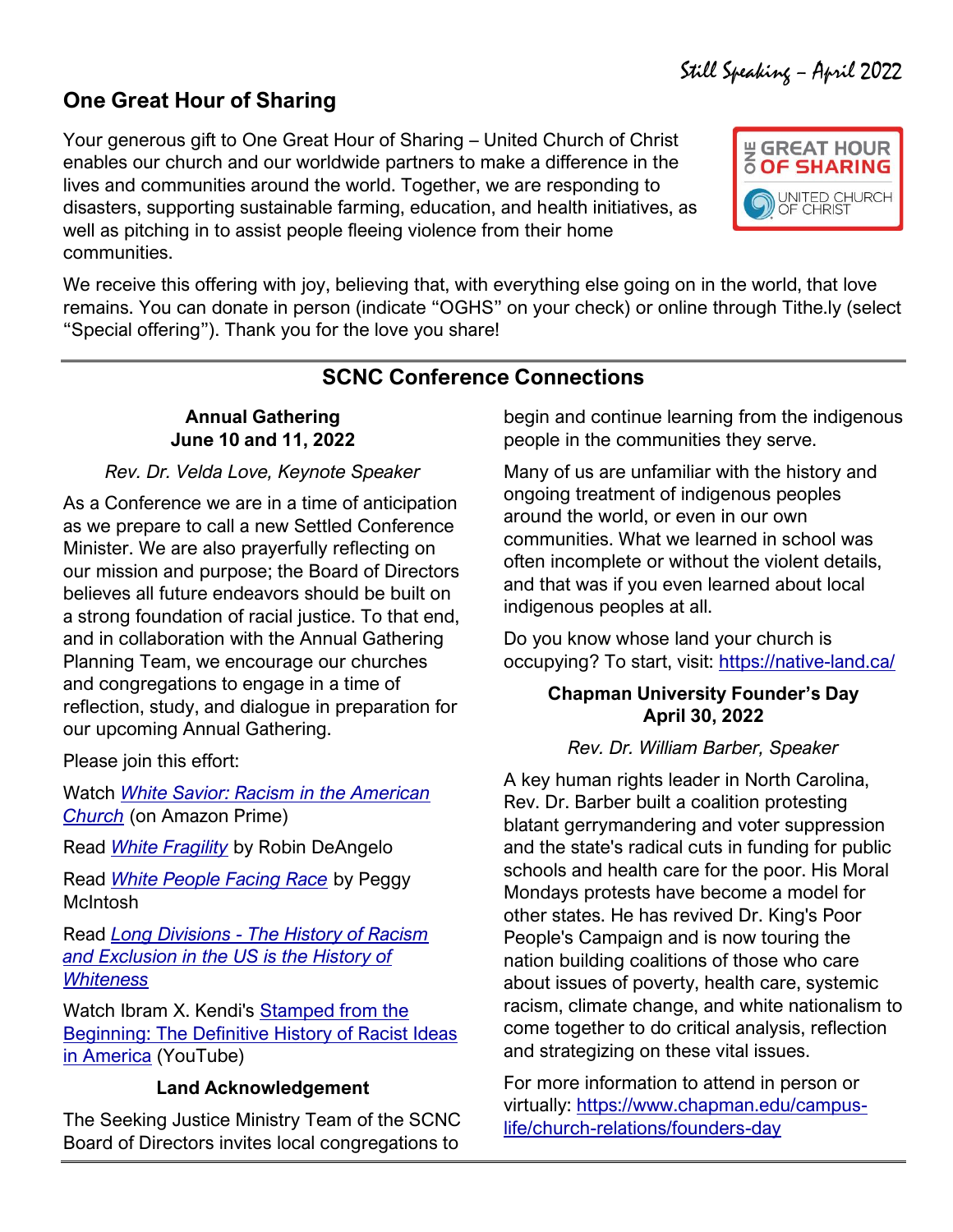## One Great Hour of Sharing

Your generous gift to One Great Hour of Sharing – United Church of Christ enables our church and our worldwide partners to make a difference in the lives and communities around the world. Together, we are responding to disasters, supporting sustainable farming, education, and health initiatives, as well as pitching in to assist people fleeing violence from their home communities.

We receive this offering with joy, believing that, with everything else going on in the world, that love remains. You can donate in person (indicate "OGHS" on your check) or online through Tithe.ly (select "Special offering"). Thank you for the love you share!

---

## SCNC Conference Connections

### Annual Gathering
### June 10 and 11, 2022

*Rev. Dr. Velda Love, Keynote Speaker*

As a Conference we are in a time of anticipation as we prepare to call a new Settled Conference Minister. We are also prayerfully reflecting on our mission and purpose; the Board of Directors believes all future endeavors should be built on a strong foundation of racial justice. To that end, and in collaboration with the Annual Gathering Planning Team, we encourage our churches and congregations to engage in a time of reflection, study, and dialogue in preparation for our upcoming Annual Gathering.

Please join this effort:

Watch *White Savior: Racism in the American Church* (on Amazon Prime)

Read *White Fragility* by Robin DeAngelo

Read *White People Facing Race* by Peggy McIntosh

Read *Long Divisions - The History of Racism and Exclusion in the US is the History of Whiteness*

Watch Ibram X. Kendi's Stamped from the Beginning: The Definitive History of Racist Ideas in America (YouTube)

### Land Acknowledgement

The Seeking Justice Ministry Team of the SCNC Board of Directors invites local congregations to begin and continue learning from the indigenous people in the communities they serve.

Many of us are unfamiliar with the history and ongoing treatment of indigenous peoples around the world, or even in our own communities. What we learned in school was often incomplete or without the violent details, and that was if you even learned about local indigenous peoples at all.

Do you know whose land your church is occupying? To start, visit: https://native-land.ca/

### Chapman University Founder's Day
### April 30, 2022

*Rev. Dr. William Barber, Speaker*

A key human rights leader in North Carolina, Rev. Dr. Barber built a coalition protesting blatant gerrymandering and voter suppression and the state's radical cuts in funding for public schools and health care for the poor. His Moral Mondays protests have become a model for other states. He has revived Dr. King's Poor People's Campaign and is now touring the nation building coalitions of those who care about issues of poverty, health care, systemic racism, climate change, and white nationalism to come together to do critical analysis, reflection and strategizing on these vital issues.

For more information to attend in person or virtually: https://www.chapman.edu/campus-life/church-relations/founders-day

---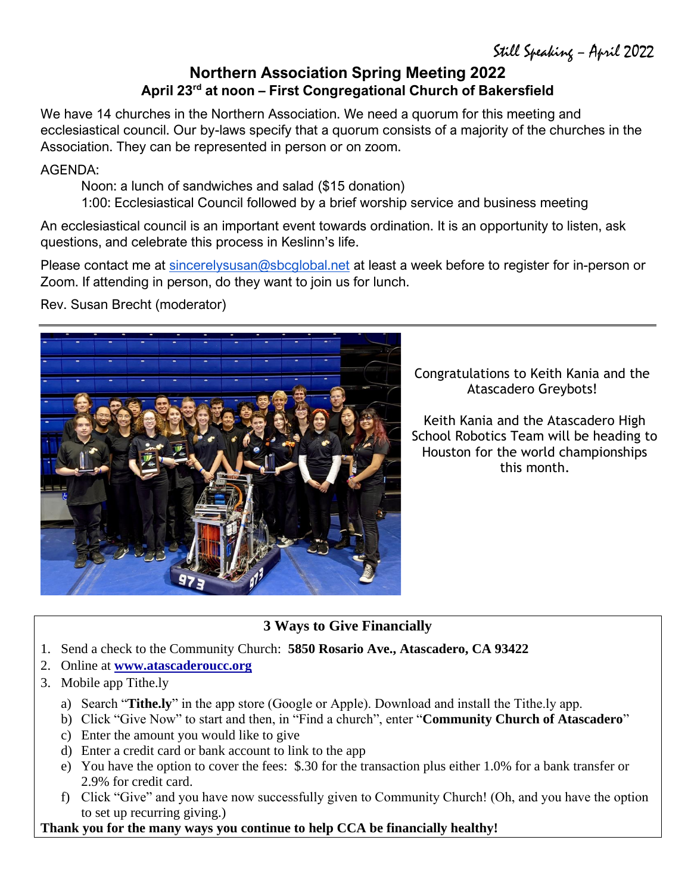## Northern Association Spring Meeting 2022

### April 23rd at noon – First Congregational Church of Bakersfield

We have 14 churches in the Northern Association. We need a quorum for this meeting and ecclesiastical council. Our by-laws specify that a quorum consists of a majority of the churches in the Association. They can be represented in person or on zoom.

AGENDA:

Noon: a lunch of sandwiches and salad ($15 donation)

1:00: Ecclesiastical Council followed by a brief worship service and business meeting

An ecclesiastical council is an important event towards ordination. It is an opportunity to listen, ask questions, and celebrate this process in Keslinn's life.

Please contact me at sincerelysusan@sbcglobal.net at least a week before to register for in-person or Zoom. If attending in person, do they want to join us for lunch.

Rev. Susan Brecht (moderator)

---

Congratulations to Keith Kania and the Atascadero Greybots!

Keith Kania and the Atascadero High School Robotics Team will be heading to Houston for the world championships this month.

---

### 3 Ways to Give Financially

1. Send a check to the Community Church: **5850 Rosario Ave., Atascadero, CA 93422**
2. Online at **www.atascaderoucc.org**
3. Mobile app Tithe.ly
   a) Search "**Tithe.ly**" in the app store (Google or Apple). Download and install the Tithe.ly app.
   b) Click "Give Now" to start and then, in "Find a church", enter "**Community Church of Atascadero**"
   c) Enter the amount you would like to give
   d) Enter a credit card or bank account to link to the app
   e) You have the option to cover the fees: $.30 for the transaction plus either 1.0% for a bank transfer or 2.9% for credit card.
   f) Click "Give" and you have now successfully given to Community Church! (Oh, and you have the option to set up recurring giving.)

**Thank you for the many ways you continue to help CCA be financially healthy!**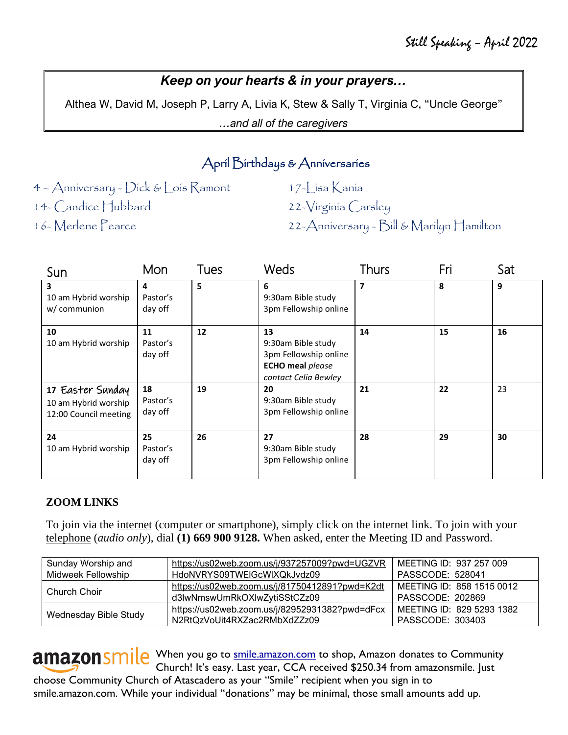## *Keep on your hearts & in your prayers…*

Althea W, David M, Joseph P, Larry A, Livia K, Stew & Sally T, Virginia C, "Uncle George"

*…and all of the caregivers*

## April Birthdays & Anniversaries

4 – Anniversary - Dick & Lois Ramont

14- Candice Hubbard

16- Merlene Pearce

17-Lisa Kania

22-Virginia Carsley

22-Anniversary - Bill & Marilyn Hamilton

| Sun | Mon | Tues | Weds | Thurs | Fri | Sat |
|---|---|---|---|---|---|---|
| **3** 10 am Hybrid worship w/ communion | **4** Pastor's day off | **5** | **6** 9:30am Bible study 3pm Fellowship online | **7** | **8** | **9** |
| **10** 10 am Hybrid worship | **11** Pastor's day off | **12** | **13** 9:30am Bible study 3pm Fellowship online **ECHO meal** *please contact Celia Bewley* | **14** | **15** | **16** |
| **17 Easter Sunday** 10 am Hybrid worship 12:00 Council meeting | **18** Pastor's day off | **19** | **20** 9:30am Bible study 3pm Fellowship online | **21** | **22** | 23 |
| **24** 10 am Hybrid worship | **25** Pastor's day off | **26** | **27** 9:30am Bible study 3pm Fellowship online | **28** | **29** | **30** |

### ZOOM LINKS

To join via the internet (computer or smartphone), simply click on the internet link. To join with your telephone (*audio only*), dial **(1) 669 900 9128.** When asked, enter the Meeting ID and Password.

| | | |
|---|---|---|
| Sunday Worship and Midweek Fellowship | https://us02web.zoom.us/j/937257009?pwd=UGZVRHdoNVRYS09TWElGcWlXQkJvdz09 | MEETING ID: 937 257 009 PASSCODE: 528041 |
| Church Choir | https://us02web.zoom.us/j/81750412891?pwd=K2dtd3lwNmswUmRkOXlwZytiSStCZz09 | MEETING ID: 858 1515 0012 PASSCODE: 202869 |
| Wednesday Bible Study | https://us02web.zoom.us/j/82952931382?pwd=dFcxN2RtQzVoUit4RXZac2RMbXdZZz09 | MEETING ID: 829 5293 1382 PASSCODE: 303403 |

**amazonsmile** When you go to smile.amazon.com to shop, Amazon donates to Community Church! It's easy. Last year, CCA received $250.34 from amazonsmile. Just choose Community Church of Atascadero as your "Smile" recipient when you sign in to smile.amazon.com. While your individual "donations" may be minimal, those small amounts add up.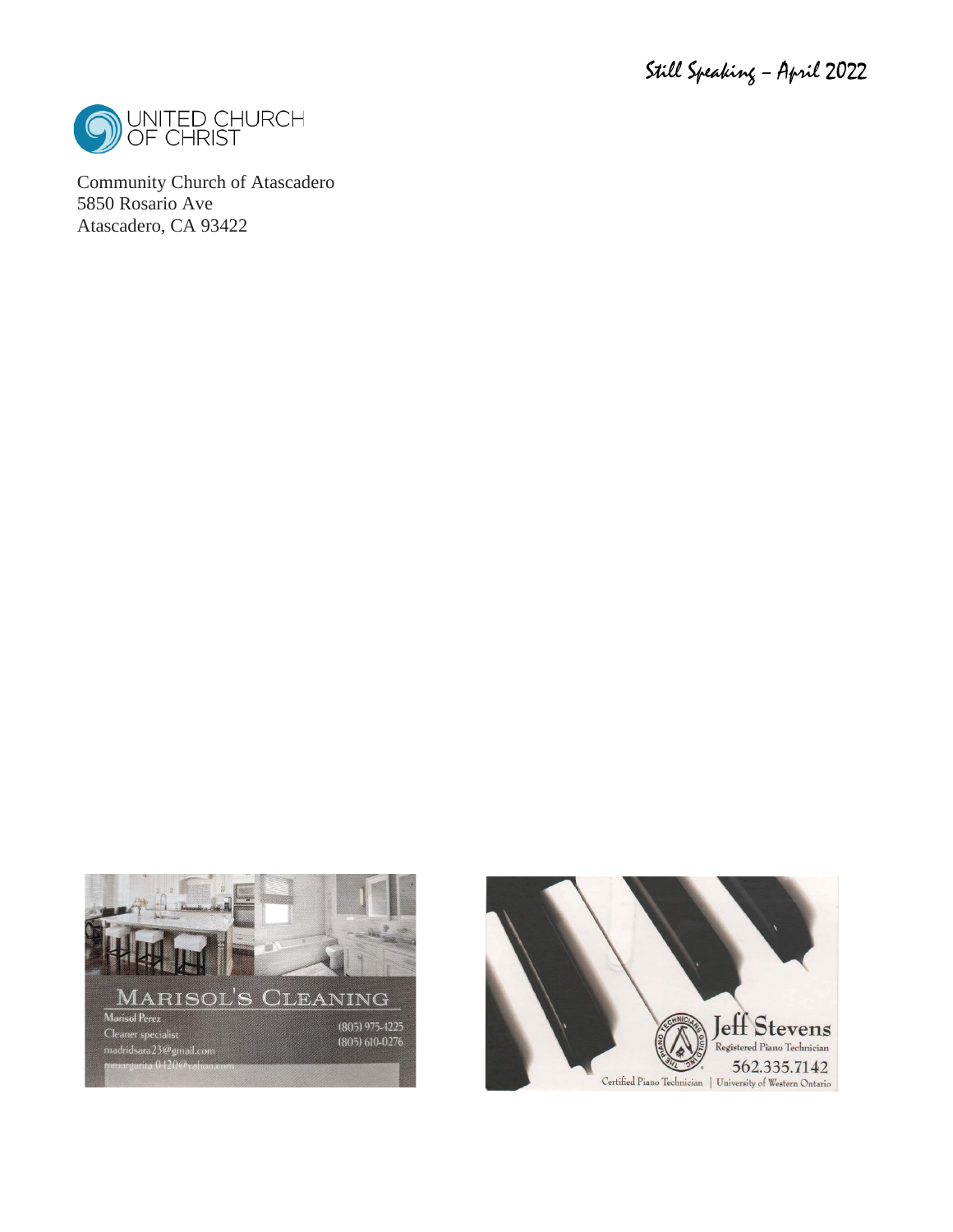Still Speaking – April 2022

UNITED CHURCH OF CHRIST

Community Church of Atascadero
5850 Rosario Ave
Atascadero, CA 93422

MARISOL'S CLEANING
Marisol Perez
Cleaner specialist
madridsara23@gmail.com
mmargarita 0420@yahoo.com
(805) 975-4225
(805) 610-0276

Jeff Stevens
Registered Piano Technician
562.335.7142
Certified Piano Technician | University of Western Ontario